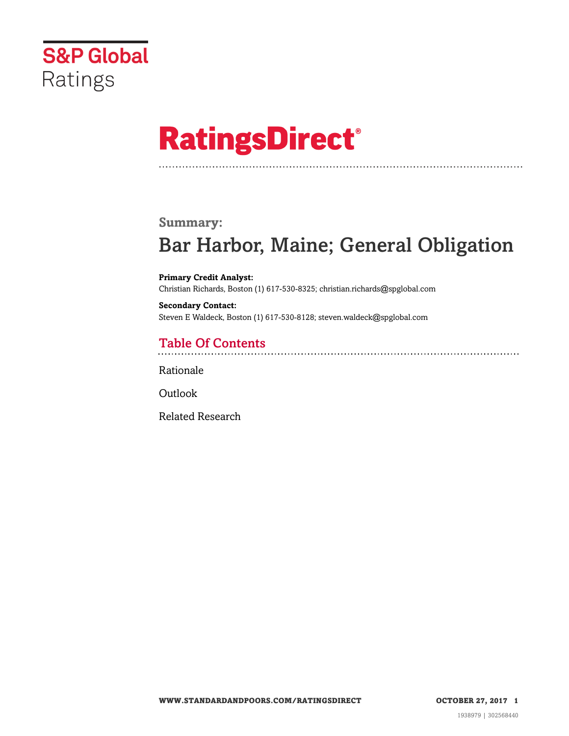S&P Global Ratings

# RatingsDirect®

## Summary:

# Bar Harbor, Maine; General Obligation

**Primary Credit Analyst:**
Christian Richards, Boston (1) 617-530-8325; christian.richards@spglobal.com

**Secondary Contact:**
Steven E Waldeck, Boston (1) 617-530-8128; steven.waldeck@spglobal.com

## Table Of Contents

Rationale

Outlook

Related Research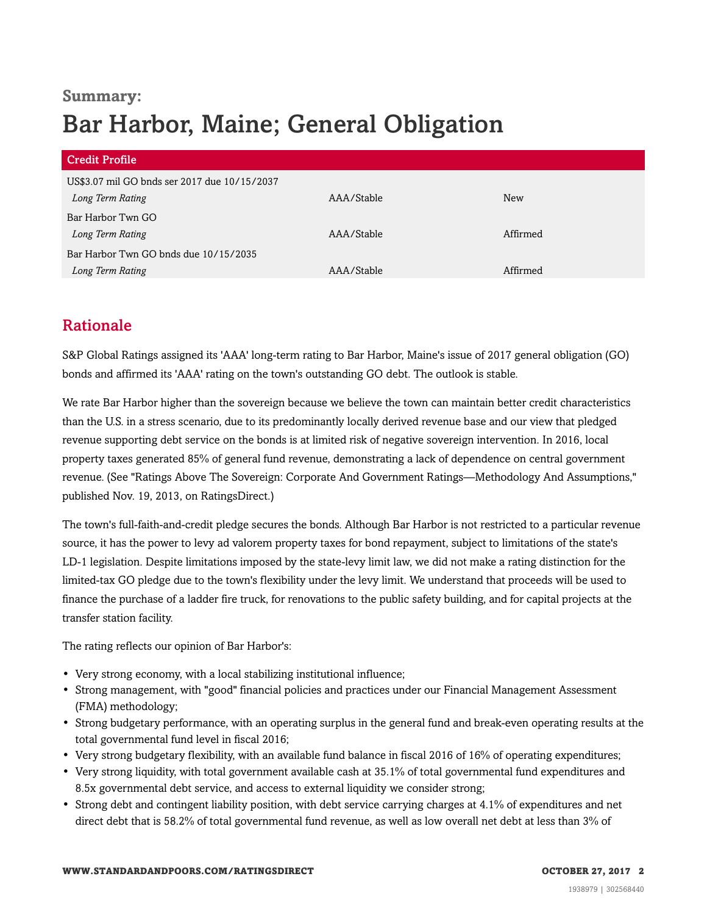**Summary:**

# Bar Harbor, Maine; General Obligation

| Credit Profile | | |
|---|---|---|
| US$3.07 mil GO bnds ser 2017 due 10/15/2037 | | |
| *Long Term Rating* | AAA/Stable | New |
| Bar Harbor Twn GO | | |
| *Long Term Rating* | AAA/Stable | Affirmed |
| Bar Harbor Twn GO bnds due 10/15/2035 | | |
| *Long Term Rating* | AAA/Stable | Affirmed |

## Rationale

S&P Global Ratings assigned its 'AAA' long-term rating to Bar Harbor, Maine's issue of 2017 general obligation (GO) bonds and affirmed its 'AAA' rating on the town's outstanding GO debt. The outlook is stable.

We rate Bar Harbor higher than the sovereign because we believe the town can maintain better credit characteristics than the U.S. in a stress scenario, due to its predominantly locally derived revenue base and our view that pledged revenue supporting debt service on the bonds is at limited risk of negative sovereign intervention. In 2016, local property taxes generated 85% of general fund revenue, demonstrating a lack of dependence on central government revenue. (See "Ratings Above The Sovereign: Corporate And Government Ratings—Methodology And Assumptions," published Nov. 19, 2013, on RatingsDirect.)

The town's full-faith-and-credit pledge secures the bonds. Although Bar Harbor is not restricted to a particular revenue source, it has the power to levy ad valorem property taxes for bond repayment, subject to limitations of the state's LD-1 legislation. Despite limitations imposed by the state-levy limit law, we did not make a rating distinction for the limited-tax GO pledge due to the town's flexibility under the levy limit. We understand that proceeds will be used to finance the purchase of a ladder fire truck, for renovations to the public safety building, and for capital projects at the transfer station facility.

The rating reflects our opinion of Bar Harbor's:

- Very strong economy, with a local stabilizing institutional influence;
- Strong management, with "good" financial policies and practices under our Financial Management Assessment (FMA) methodology;
- Strong budgetary performance, with an operating surplus in the general fund and break-even operating results at the total governmental fund level in fiscal 2016;
- Very strong budgetary flexibility, with an available fund balance in fiscal 2016 of 16% of operating expenditures;
- Very strong liquidity, with total government available cash at 35.1% of total governmental fund expenditures and 8.5x governmental debt service, and access to external liquidity we consider strong;
- Strong debt and contingent liability position, with debt service carrying charges at 4.1% of expenditures and net direct debt that is 58.2% of total governmental fund revenue, as well as low overall net debt at less than 3% of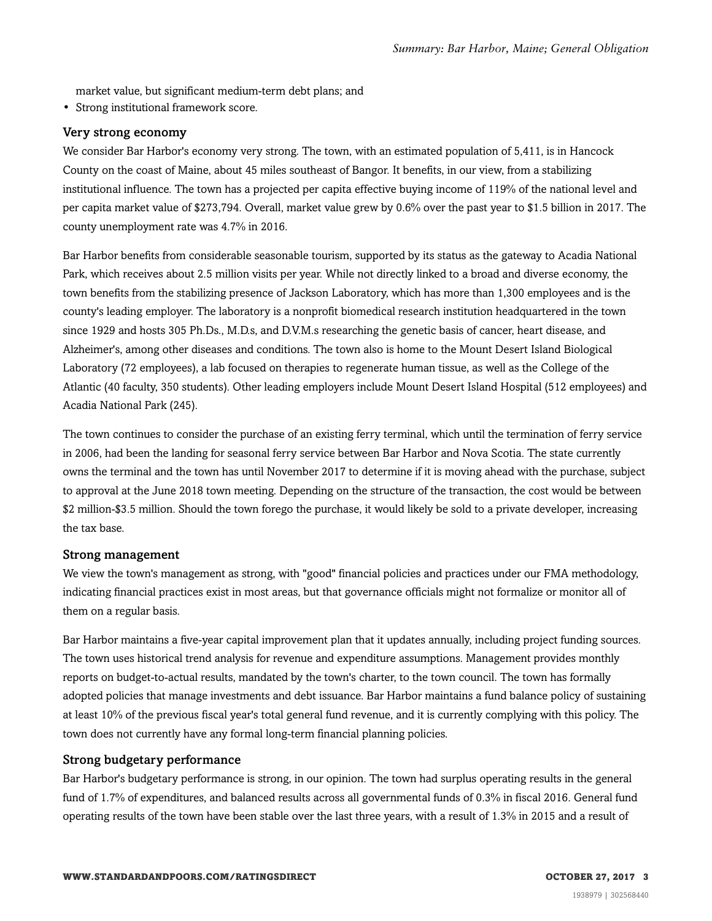market value, but significant medium-term debt plans; and
- Strong institutional framework score.

### Very strong economy

We consider Bar Harbor's economy very strong. The town, with an estimated population of 5,411, is in Hancock County on the coast of Maine, about 45 miles southeast of Bangor. It benefits, in our view, from a stabilizing institutional influence. The town has a projected per capita effective buying income of 119% of the national level and per capita market value of $273,794. Overall, market value grew by 0.6% over the past year to $1.5 billion in 2017. The county unemployment rate was 4.7% in 2016.

Bar Harbor benefits from considerable seasonable tourism, supported by its status as the gateway to Acadia National Park, which receives about 2.5 million visits per year. While not directly linked to a broad and diverse economy, the town benefits from the stabilizing presence of Jackson Laboratory, which has more than 1,300 employees and is the county's leading employer. The laboratory is a nonprofit biomedical research institution headquartered in the town since 1929 and hosts 305 Ph.Ds., M.D.s, and D.V.M.s researching the genetic basis of cancer, heart disease, and Alzheimer's, among other diseases and conditions. The town also is home to the Mount Desert Island Biological Laboratory (72 employees), a lab focused on therapies to regenerate human tissue, as well as the College of the Atlantic (40 faculty, 350 students). Other leading employers include Mount Desert Island Hospital (512 employees) and Acadia National Park (245).

The town continues to consider the purchase of an existing ferry terminal, which until the termination of ferry service in 2006, had been the landing for seasonal ferry service between Bar Harbor and Nova Scotia. The state currently owns the terminal and the town has until November 2017 to determine if it is moving ahead with the purchase, subject to approval at the June 2018 town meeting. Depending on the structure of the transaction, the cost would be between $2 million-$3.5 million. Should the town forego the purchase, it would likely be sold to a private developer, increasing the tax base.

### Strong management

We view the town's management as strong, with "good" financial policies and practices under our FMA methodology, indicating financial practices exist in most areas, but that governance officials might not formalize or monitor all of them on a regular basis.

Bar Harbor maintains a five-year capital improvement plan that it updates annually, including project funding sources. The town uses historical trend analysis for revenue and expenditure assumptions. Management provides monthly reports on budget-to-actual results, mandated by the town's charter, to the town council. The town has formally adopted policies that manage investments and debt issuance. Bar Harbor maintains a fund balance policy of sustaining at least 10% of the previous fiscal year's total general fund revenue, and it is currently complying with this policy. The town does not currently have any formal long-term financial planning policies.

### Strong budgetary performance

Bar Harbor's budgetary performance is strong, in our opinion. The town had surplus operating results in the general fund of 1.7% of expenditures, and balanced results across all governmental funds of 0.3% in fiscal 2016. General fund operating results of the town have been stable over the last three years, with a result of 1.3% in 2015 and a result of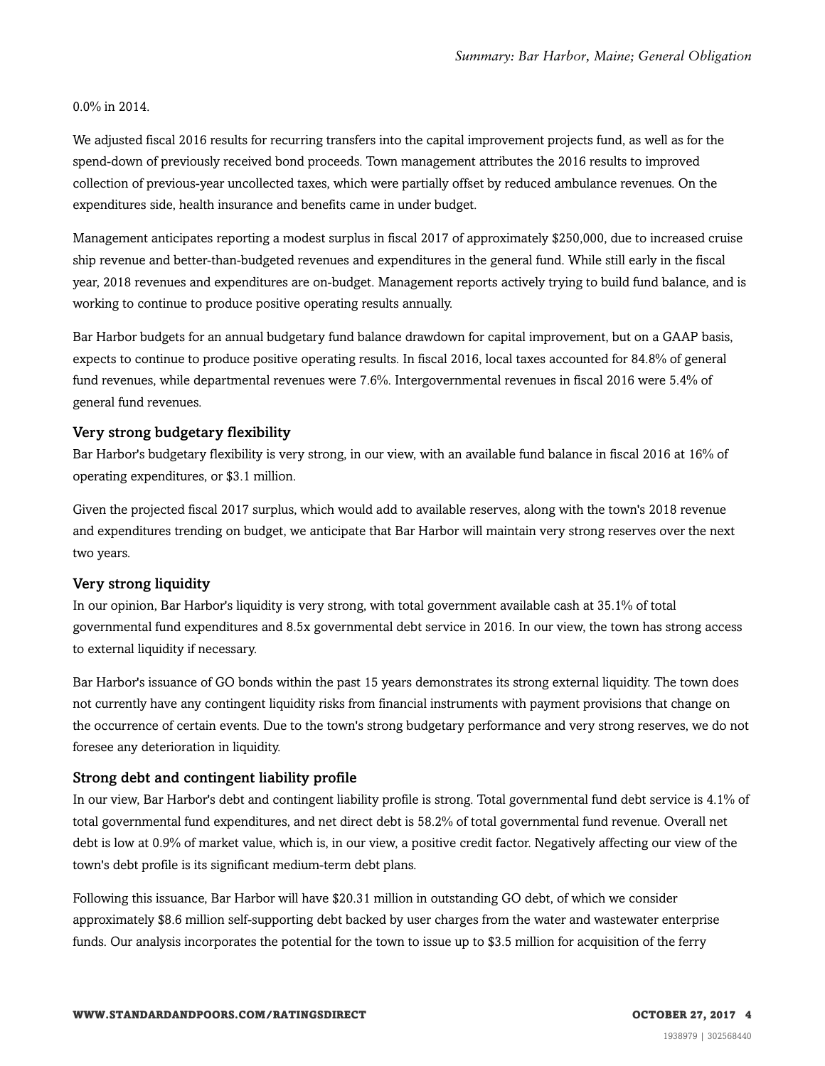0.0% in 2014.

We adjusted fiscal 2016 results for recurring transfers into the capital improvement projects fund, as well as for the spend-down of previously received bond proceeds. Town management attributes the 2016 results to improved collection of previous-year uncollected taxes, which were partially offset by reduced ambulance revenues. On the expenditures side, health insurance and benefits came in under budget.

Management anticipates reporting a modest surplus in fiscal 2017 of approximately $250,000, due to increased cruise ship revenue and better-than-budgeted revenues and expenditures in the general fund. While still early in the fiscal year, 2018 revenues and expenditures are on-budget. Management reports actively trying to build fund balance, and is working to continue to produce positive operating results annually.

Bar Harbor budgets for an annual budgetary fund balance drawdown for capital improvement, but on a GAAP basis, expects to continue to produce positive operating results. In fiscal 2016, local taxes accounted for 84.8% of general fund revenues, while departmental revenues were 7.6%. Intergovernmental revenues in fiscal 2016 were 5.4% of general fund revenues.

### Very strong budgetary flexibility

Bar Harbor's budgetary flexibility is very strong, in our view, with an available fund balance in fiscal 2016 at 16% of operating expenditures, or $3.1 million.

Given the projected fiscal 2017 surplus, which would add to available reserves, along with the town's 2018 revenue and expenditures trending on budget, we anticipate that Bar Harbor will maintain very strong reserves over the next two years.

### Very strong liquidity

In our opinion, Bar Harbor's liquidity is very strong, with total government available cash at 35.1% of total governmental fund expenditures and 8.5x governmental debt service in 2016. In our view, the town has strong access to external liquidity if necessary.

Bar Harbor's issuance of GO bonds within the past 15 years demonstrates its strong external liquidity. The town does not currently have any contingent liquidity risks from financial instruments with payment provisions that change on the occurrence of certain events. Due to the town's strong budgetary performance and very strong reserves, we do not foresee any deterioration in liquidity.

### Strong debt and contingent liability profile

In our view, Bar Harbor's debt and contingent liability profile is strong. Total governmental fund debt service is 4.1% of total governmental fund expenditures, and net direct debt is 58.2% of total governmental fund revenue. Overall net debt is low at 0.9% of market value, which is, in our view, a positive credit factor. Negatively affecting our view of the town's debt profile is its significant medium-term debt plans.

Following this issuance, Bar Harbor will have $20.31 million in outstanding GO debt, of which we consider approximately $8.6 million self-supporting debt backed by user charges from the water and wastewater enterprise funds. Our analysis incorporates the potential for the town to issue up to $3.5 million for acquisition of the ferry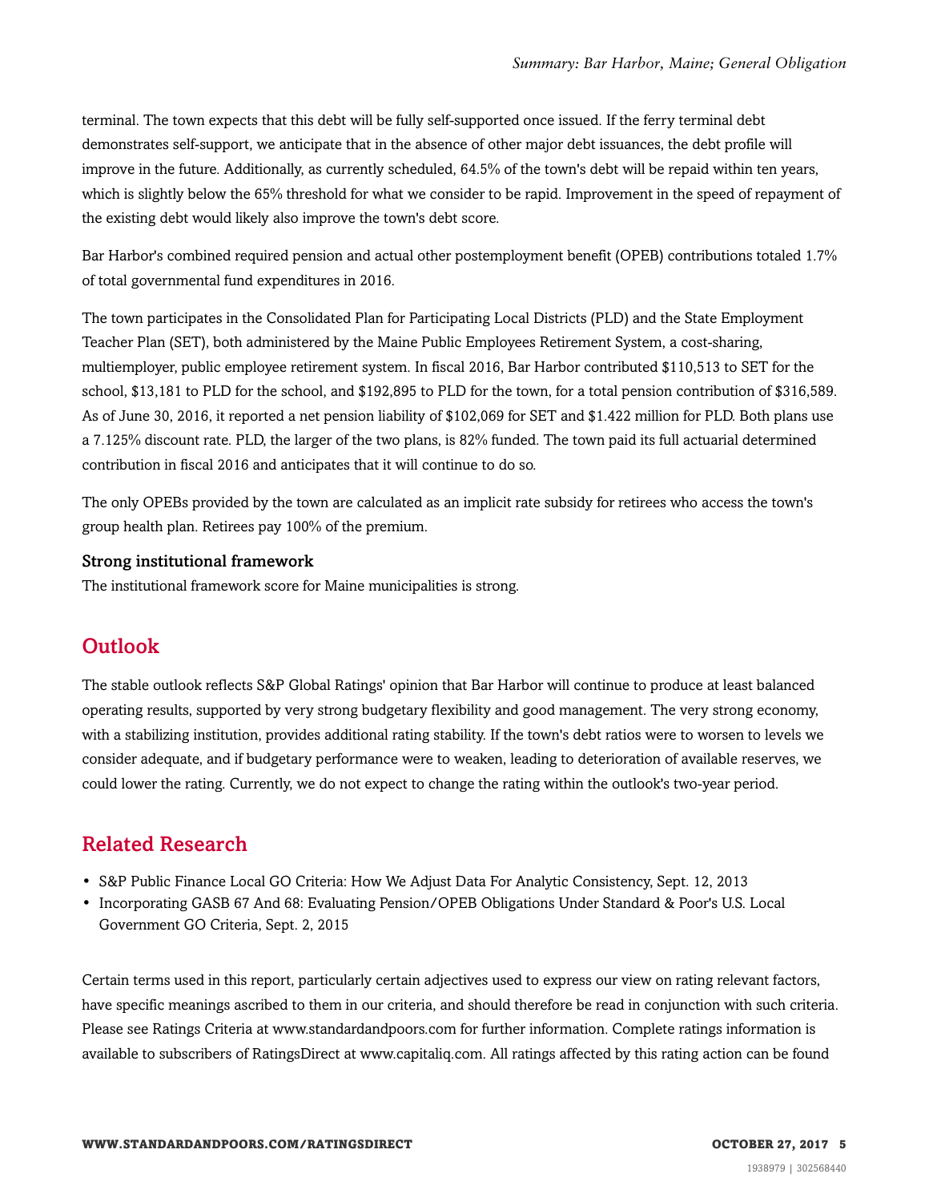terminal. The town expects that this debt will be fully self-supported once issued. If the ferry terminal debt demonstrates self-support, we anticipate that in the absence of other major debt issuances, the debt profile will improve in the future. Additionally, as currently scheduled, 64.5% of the town's debt will be repaid within ten years, which is slightly below the 65% threshold for what we consider to be rapid. Improvement in the speed of repayment of the existing debt would likely also improve the town's debt score.

Bar Harbor's combined required pension and actual other postemployment benefit (OPEB) contributions totaled 1.7% of total governmental fund expenditures in 2016.

The town participates in the Consolidated Plan for Participating Local Districts (PLD) and the State Employment Teacher Plan (SET), both administered by the Maine Public Employees Retirement System, a cost-sharing, multiemployer, public employee retirement system. In fiscal 2016, Bar Harbor contributed $110,513 to SET for the school, $13,181 to PLD for the school, and $192,895 to PLD for the town, for a total pension contribution of $316,589. As of June 30, 2016, it reported a net pension liability of $102,069 for SET and $1.422 million for PLD. Both plans use a 7.125% discount rate. PLD, the larger of the two plans, is 82% funded. The town paid its full actuarial determined contribution in fiscal 2016 and anticipates that it will continue to do so.

The only OPEBs provided by the town are calculated as an implicit rate subsidy for retirees who access the town's group health plan. Retirees pay 100% of the premium.

### Strong institutional framework

The institutional framework score for Maine municipalities is strong.

## Outlook

The stable outlook reflects S&P Global Ratings' opinion that Bar Harbor will continue to produce at least balanced operating results, supported by very strong budgetary flexibility and good management. The very strong economy, with a stabilizing institution, provides additional rating stability. If the town's debt ratios were to worsen to levels we consider adequate, and if budgetary performance were to weaken, leading to deterioration of available reserves, we could lower the rating. Currently, we do not expect to change the rating within the outlook's two-year period.

## Related Research

- S&P Public Finance Local GO Criteria: How We Adjust Data For Analytic Consistency, Sept. 12, 2013
- Incorporating GASB 67 And 68: Evaluating Pension/OPEB Obligations Under Standard & Poor's U.S. Local Government GO Criteria, Sept. 2, 2015

Certain terms used in this report, particularly certain adjectives used to express our view on rating relevant factors, have specific meanings ascribed to them in our criteria, and should therefore be read in conjunction with such criteria. Please see Ratings Criteria at www.standardandpoors.com for further information. Complete ratings information is available to subscribers of RatingsDirect at www.capitaliq.com. All ratings affected by this rating action can be found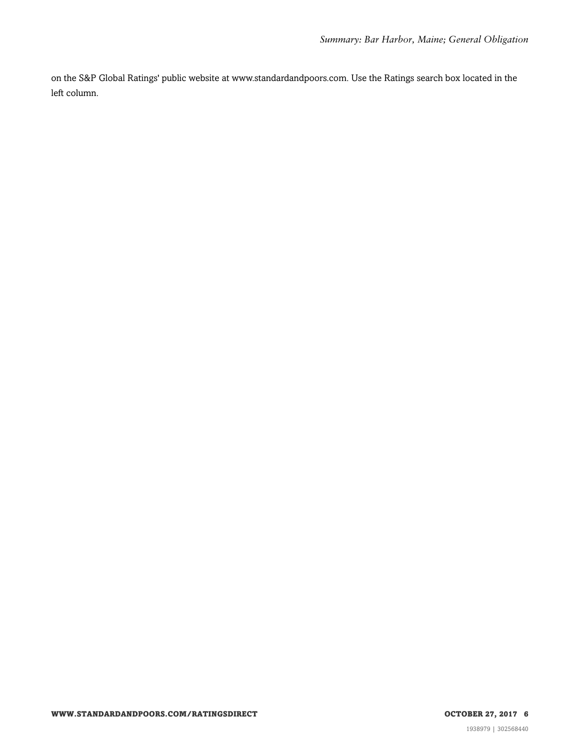on the S&P Global Ratings' public website at www.standardandpoors.com. Use the Ratings search box located in the left column.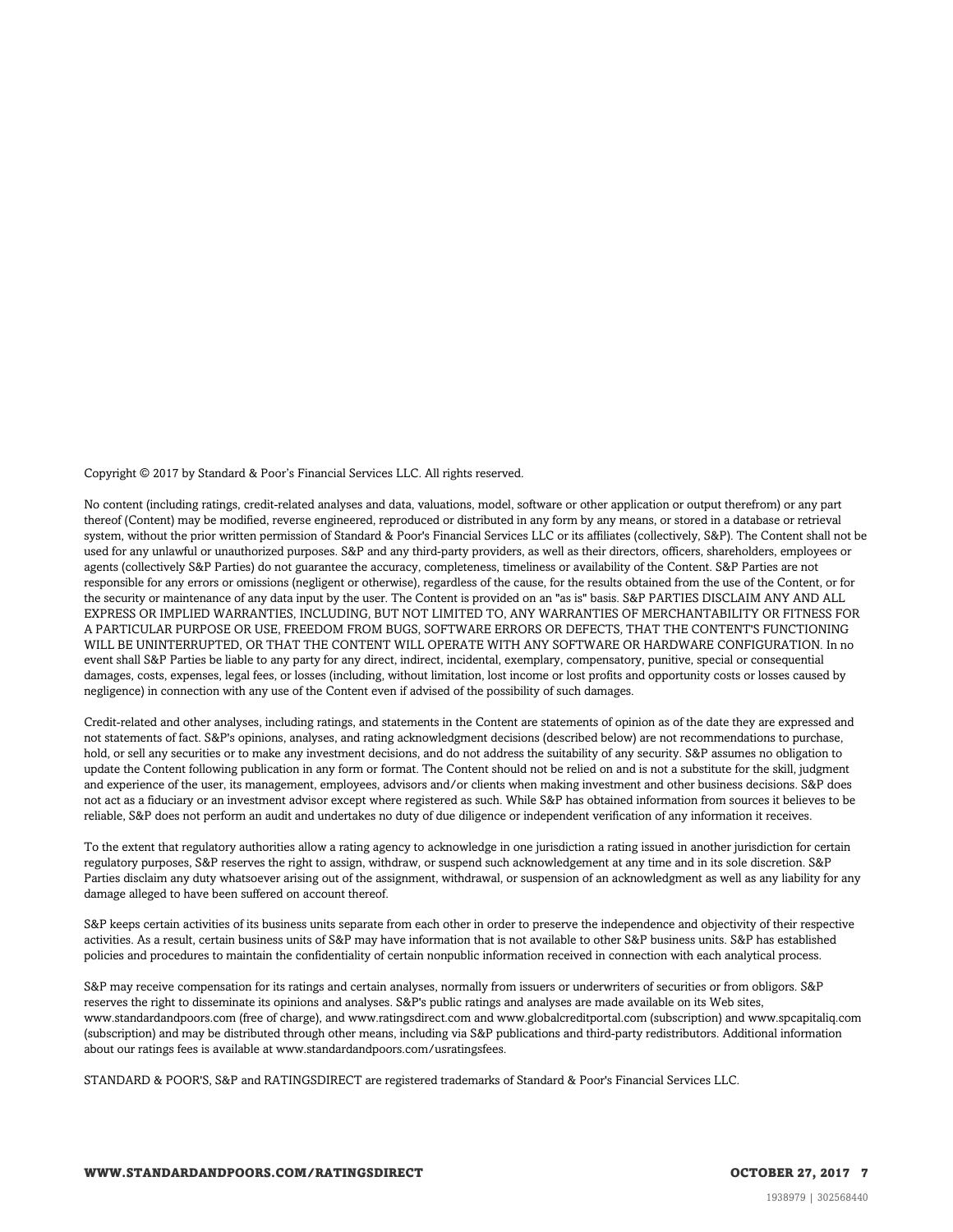Copyright © 2017 by Standard & Poor’s Financial Services LLC. All rights reserved.

No content (including ratings, credit-related analyses and data, valuations, model, software or other application or output therefrom) or any part thereof (Content) may be modified, reverse engineered, reproduced or distributed in any form by any means, or stored in a database or retrieval system, without the prior written permission of Standard & Poor's Financial Services LLC or its affiliates (collectively, S&P). The Content shall not be used for any unlawful or unauthorized purposes. S&P and any third-party providers, as well as their directors, officers, shareholders, employees or agents (collectively S&P Parties) do not guarantee the accuracy, completeness, timeliness or availability of the Content. S&P Parties are not responsible for any errors or omissions (negligent or otherwise), regardless of the cause, for the results obtained from the use of the Content, or for the security or maintenance of any data input by the user. The Content is provided on an "as is" basis. S&P PARTIES DISCLAIM ANY AND ALL EXPRESS OR IMPLIED WARRANTIES, INCLUDING, BUT NOT LIMITED TO, ANY WARRANTIES OF MERCHANTABILITY OR FITNESS FOR A PARTICULAR PURPOSE OR USE, FREEDOM FROM BUGS, SOFTWARE ERRORS OR DEFECTS, THAT THE CONTENT'S FUNCTIONING WILL BE UNINTERRUPTED, OR THAT THE CONTENT WILL OPERATE WITH ANY SOFTWARE OR HARDWARE CONFIGURATION. In no event shall S&P Parties be liable to any party for any direct, indirect, incidental, exemplary, compensatory, punitive, special or consequential damages, costs, expenses, legal fees, or losses (including, without limitation, lost income or lost profits and opportunity costs or losses caused by negligence) in connection with any use of the Content even if advised of the possibility of such damages.

Credit-related and other analyses, including ratings, and statements in the Content are statements of opinion as of the date they are expressed and not statements of fact. S&P's opinions, analyses, and rating acknowledgment decisions (described below) are not recommendations to purchase, hold, or sell any securities or to make any investment decisions, and do not address the suitability of any security. S&P assumes no obligation to update the Content following publication in any form or format. The Content should not be relied on and is not a substitute for the skill, judgment and experience of the user, its management, employees, advisors and/or clients when making investment and other business decisions. S&P does not act as a fiduciary or an investment advisor except where registered as such. While S&P has obtained information from sources it believes to be reliable, S&P does not perform an audit and undertakes no duty of due diligence or independent verification of any information it receives.

To the extent that regulatory authorities allow a rating agency to acknowledge in one jurisdiction a rating issued in another jurisdiction for certain regulatory purposes, S&P reserves the right to assign, withdraw, or suspend such acknowledgement at any time and in its sole discretion. S&P Parties disclaim any duty whatsoever arising out of the assignment, withdrawal, or suspension of an acknowledgment as well as any liability for any damage alleged to have been suffered on account thereof.

S&P keeps certain activities of its business units separate from each other in order to preserve the independence and objectivity of their respective activities. As a result, certain business units of S&P may have information that is not available to other S&P business units. S&P has established policies and procedures to maintain the confidentiality of certain nonpublic information received in connection with each analytical process.

S&P may receive compensation for its ratings and certain analyses, normally from issuers or underwriters of securities or from obligors. S&P reserves the right to disseminate its opinions and analyses. S&P's public ratings and analyses are made available on its Web sites, www.standardandpoors.com (free of charge), and www.ratingsdirect.com and www.globalcreditportal.com (subscription) and www.spcapitaliq.com (subscription) and may be distributed through other means, including via S&P publications and third-party redistributors. Additional information about our ratings fees is available at www.standardandpoors.com/usratingsfees.

STANDARD & POOR'S, S&P and RATINGSDIRECT are registered trademarks of Standard & Poor's Financial Services LLC.